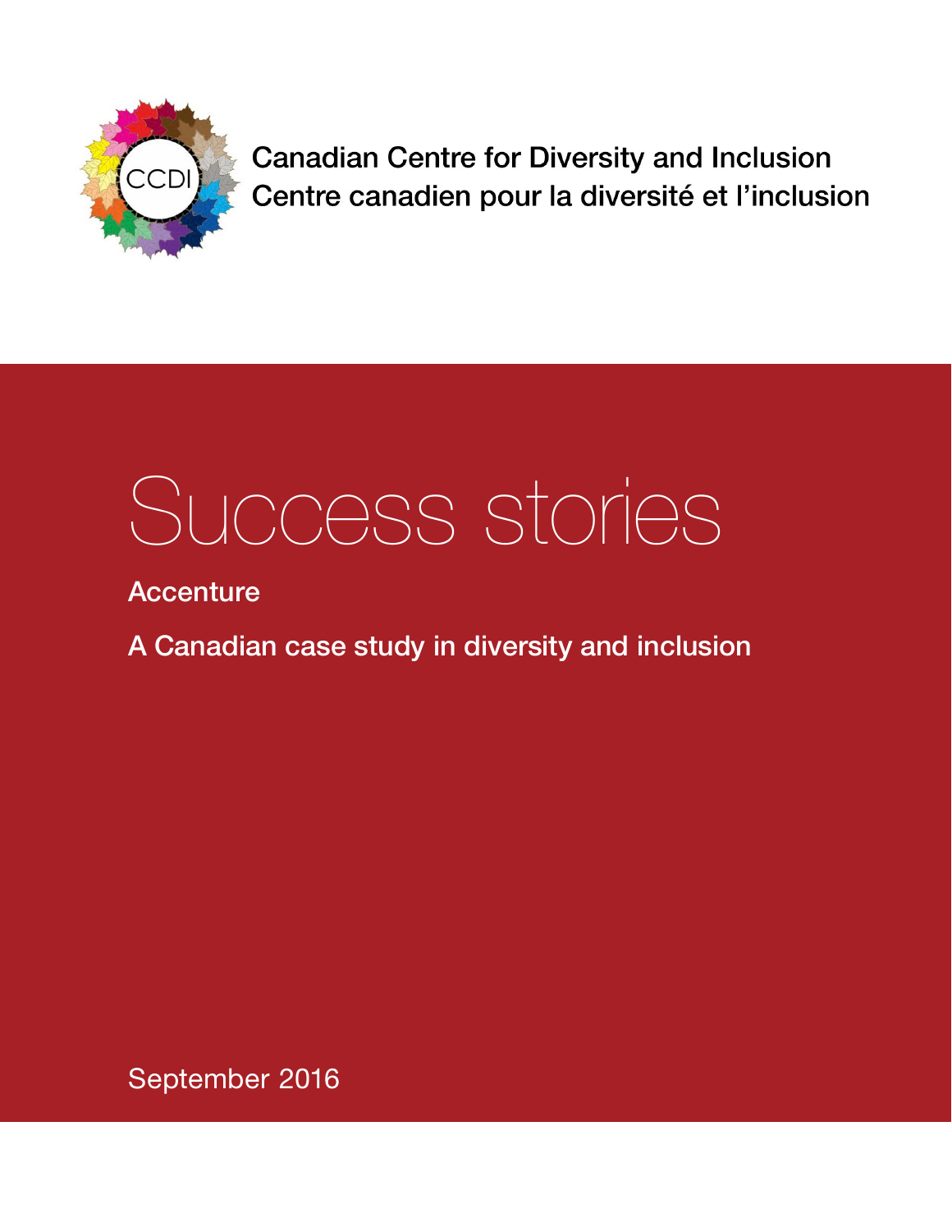Canadian Centre for Diversity and Inclusion
Centre canadien pour la diversité et l'inclusion

# Success stories

## Accenture

## A Canadian case study in diversity and inclusion

September 2016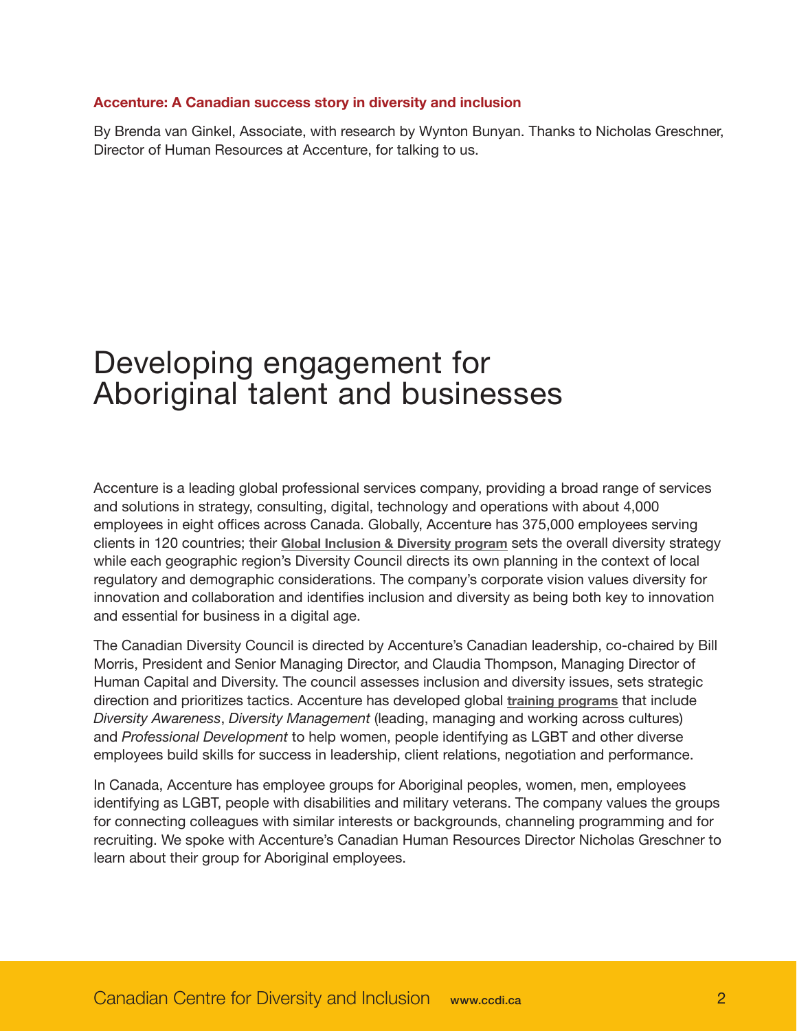**Accenture: A Canadian success story in diversity and inclusion**

By Brenda van Ginkel, Associate, with research by Wynton Bunyan. Thanks to Nicholas Greschner, Director of Human Resources at Accenture, for talking to us.

# Developing engagement for Aboriginal talent and businesses

Accenture is a leading global professional services company, providing a broad range of services and solutions in strategy, consulting, digital, technology and operations with about 4,000 employees in eight offices across Canada. Globally, Accenture has 375,000 employees serving clients in 120 countries; their **Global Inclusion & Diversity program** sets the overall diversity strategy while each geographic region's Diversity Council directs its own planning in the context of local regulatory and demographic considerations. The company's corporate vision values diversity for innovation and collaboration and identifies inclusion and diversity as being both key to innovation and essential for business in a digital age.

The Canadian Diversity Council is directed by Accenture's Canadian leadership, co-chaired by Bill Morris, President and Senior Managing Director, and Claudia Thompson, Managing Director of Human Capital and Diversity. The council assesses inclusion and diversity issues, sets strategic direction and prioritizes tactics. Accenture has developed global **training programs** that include *Diversity Awareness*, *Diversity Management* (leading, managing and working across cultures) and *Professional Development* to help women, people identifying as LGBT and other diverse employees build skills for success in leadership, client relations, negotiation and performance.

In Canada, Accenture has employee groups for Aboriginal peoples, women, men, employees identifying as LGBT, people with disabilities and military veterans. The company values the groups for connecting colleagues with similar interests or backgrounds, channeling programming and for recruiting. We spoke with Accenture's Canadian Human Resources Director Nicholas Greschner to learn about their group for Aboriginal employees.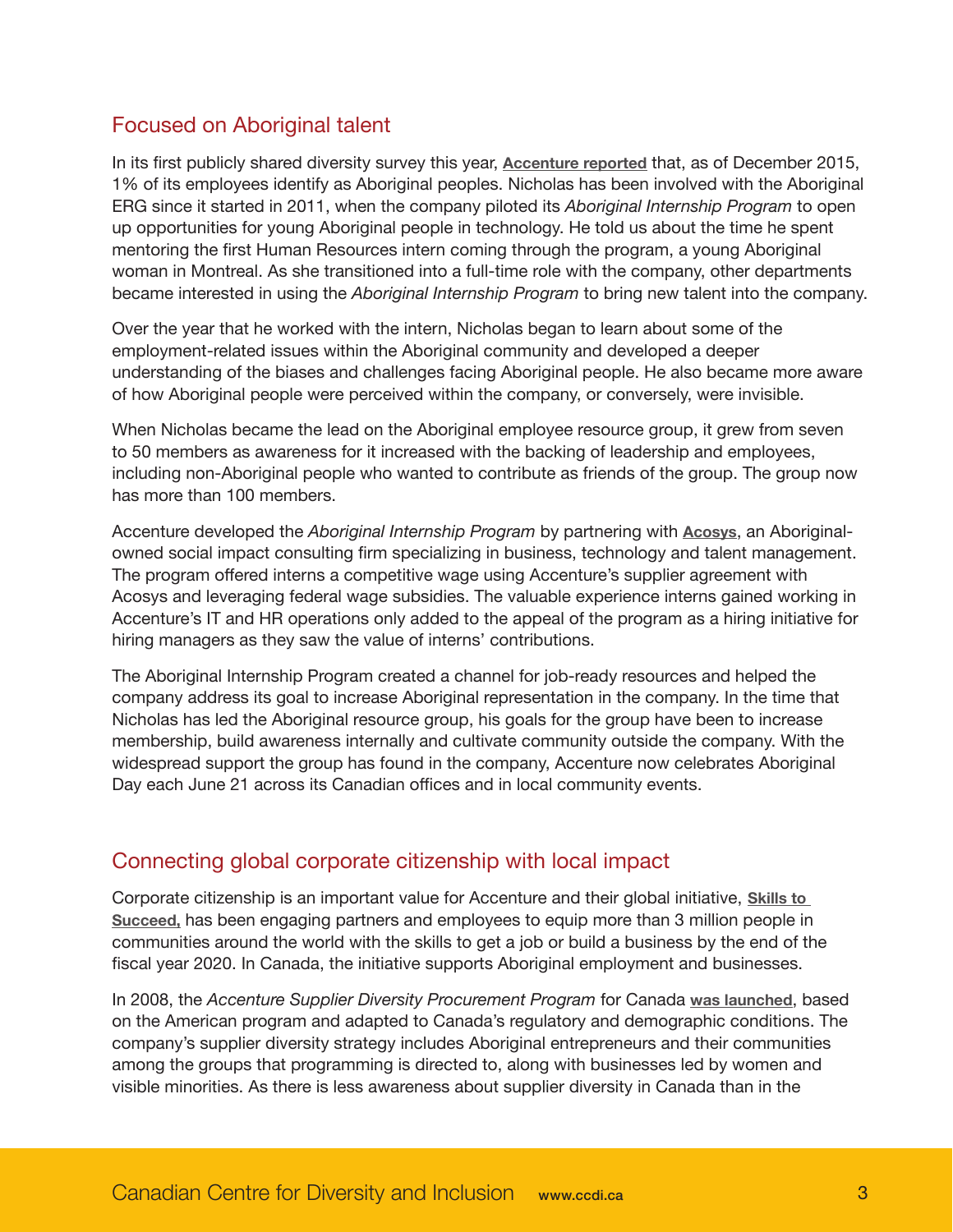## Focused on Aboriginal talent

In its first publicly shared diversity survey this year, **Accenture reported** that, as of December 2015, 1% of its employees identify as Aboriginal peoples. Nicholas has been involved with the Aboriginal ERG since it started in 2011, when the company piloted its *Aboriginal Internship Program* to open up opportunities for young Aboriginal people in technology. He told us about the time he spent mentoring the first Human Resources intern coming through the program, a young Aboriginal woman in Montreal. As she transitioned into a full-time role with the company, other departments became interested in using the *Aboriginal Internship Program* to bring new talent into the company.

Over the year that he worked with the intern, Nicholas began to learn about some of the employment-related issues within the Aboriginal community and developed a deeper understanding of the biases and challenges facing Aboriginal people. He also became more aware of how Aboriginal people were perceived within the company, or conversely, were invisible.

When Nicholas became the lead on the Aboriginal employee resource group, it grew from seven to 50 members as awareness for it increased with the backing of leadership and employees, including non-Aboriginal people who wanted to contribute as friends of the group. The group now has more than 100 members.

Accenture developed the *Aboriginal Internship Program* by partnering with **Acosys**, an Aboriginal-owned social impact consulting firm specializing in business, technology and talent management. The program offered interns a competitive wage using Accenture's supplier agreement with Acosys and leveraging federal wage subsidies. The valuable experience interns gained working in Accenture's IT and HR operations only added to the appeal of the program as a hiring initiative for hiring managers as they saw the value of interns' contributions.

The Aboriginal Internship Program created a channel for job-ready resources and helped the company address its goal to increase Aboriginal representation in the company. In the time that Nicholas has led the Aboriginal resource group, his goals for the group have been to increase membership, build awareness internally and cultivate community outside the company. With the widespread support the group has found in the company, Accenture now celebrates Aboriginal Day each June 21 across its Canadian offices and in local community events.

## Connecting global corporate citizenship with local impact

Corporate citizenship is an important value for Accenture and their global initiative, **Skills to Succeed,** has been engaging partners and employees to equip more than 3 million people in communities around the world with the skills to get a job or build a business by the end of the fiscal year 2020. In Canada, the initiative supports Aboriginal employment and businesses.

In 2008, the *Accenture Supplier Diversity Procurement Program* for Canada **was launched**, based on the American program and adapted to Canada's regulatory and demographic conditions. The company's supplier diversity strategy includes Aboriginal entrepreneurs and their communities among the groups that programming is directed to, along with businesses led by women and visible minorities. As there is less awareness about supplier diversity in Canada than in the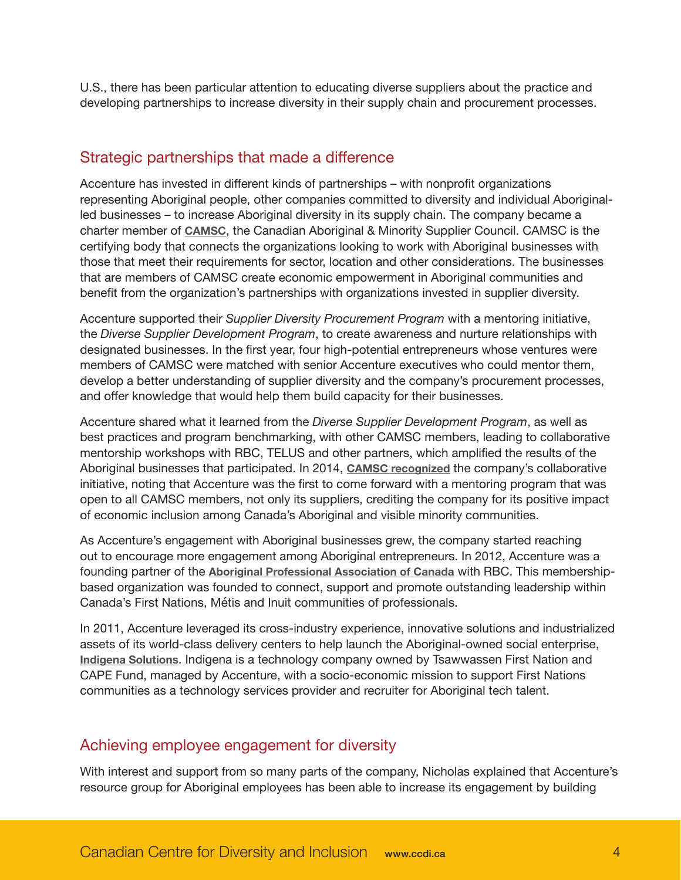U.S., there has been particular attention to educating diverse suppliers about the practice and developing partnerships to increase diversity in their supply chain and procurement processes.

## Strategic partnerships that made a difference

Accenture has invested in different kinds of partnerships – with nonprofit organizations representing Aboriginal people, other companies committed to diversity and individual Aboriginal-led businesses – to increase Aboriginal diversity in its supply chain. The company became a charter member of **CAMSC**, the Canadian Aboriginal & Minority Supplier Council. CAMSC is the certifying body that connects the organizations looking to work with Aboriginal businesses with those that meet their requirements for sector, location and other considerations. The businesses that are members of CAMSC create economic empowerment in Aboriginal communities and benefit from the organization's partnerships with organizations invested in supplier diversity.

Accenture supported their *Supplier Diversity Procurement Program* with a mentoring initiative, the *Diverse Supplier Development Program*, to create awareness and nurture relationships with designated businesses. In the first year, four high-potential entrepreneurs whose ventures were members of CAMSC were matched with senior Accenture executives who could mentor them, develop a better understanding of supplier diversity and the company's procurement processes, and offer knowledge that would help them build capacity for their businesses.

Accenture shared what it learned from the *Diverse Supplier Development Program*, as well as best practices and program benchmarking, with other CAMSC members, leading to collaborative mentorship workshops with RBC, TELUS and other partners, which amplified the results of the Aboriginal businesses that participated. In 2014, **CAMSC recognized** the company's collaborative initiative, noting that Accenture was the first to come forward with a mentoring program that was open to all CAMSC members, not only its suppliers, crediting the company for its positive impact of economic inclusion among Canada's Aboriginal and visible minority communities.

As Accenture's engagement with Aboriginal businesses grew, the company started reaching out to encourage more engagement among Aboriginal entrepreneurs. In 2012, Accenture was a founding partner of the **Aboriginal Professional Association of Canada** with RBC. This membership-based organization was founded to connect, support and promote outstanding leadership within Canada's First Nations, Métis and Inuit communities of professionals.

In 2011, Accenture leveraged its cross-industry experience, innovative solutions and industrialized assets of its world-class delivery centers to help launch the Aboriginal-owned social enterprise, **Indigena Solutions**. Indigena is a technology company owned by Tsawwassen First Nation and CAPE Fund, managed by Accenture, with a socio-economic mission to support First Nations communities as a technology services provider and recruiter for Aboriginal tech talent.

## Achieving employee engagement for diversity

With interest and support from so many parts of the company, Nicholas explained that Accenture's resource group for Aboriginal employees has been able to increase its engagement by building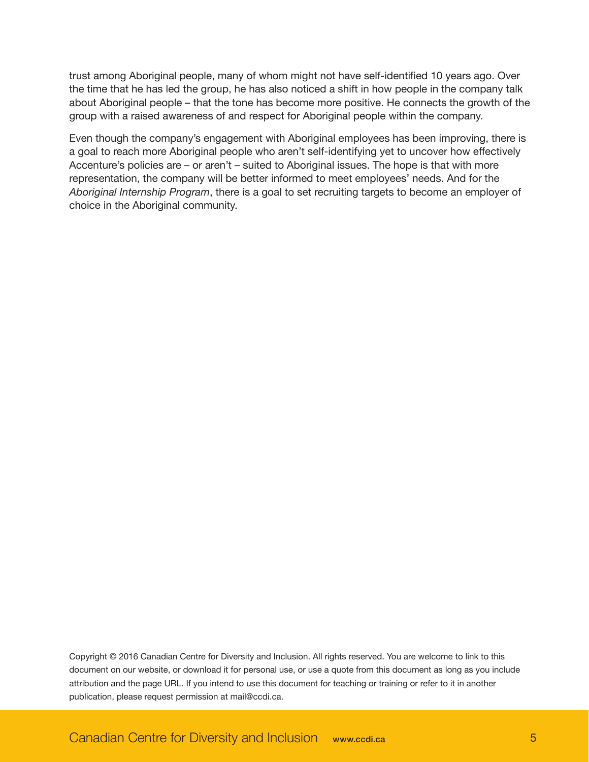trust among Aboriginal people, many of whom might not have self-identified 10 years ago. Over the time that he has led the group, he has also noticed a shift in how people in the company talk about Aboriginal people – that the tone has become more positive. He connects the growth of the group with a raised awareness of and respect for Aboriginal people within the company.

Even though the company's engagement with Aboriginal employees has been improving, there is a goal to reach more Aboriginal people who aren't self-identifying yet to uncover how effectively Accenture's policies are – or aren't – suited to Aboriginal issues. The hope is that with more representation, the company will be better informed to meet employees' needs. And for the *Aboriginal Internship Program*, there is a goal to set recruiting targets to become an employer of choice in the Aboriginal community.

Copyright © 2016 Canadian Centre for Diversity and Inclusion. All rights reserved. You are welcome to link to this document on our website, or download it for personal use, or use a quote from this document as long as you include attribution and the page URL. If you intend to use this document for teaching or training or refer to it in another publication, please request permission at mail@ccdi.ca.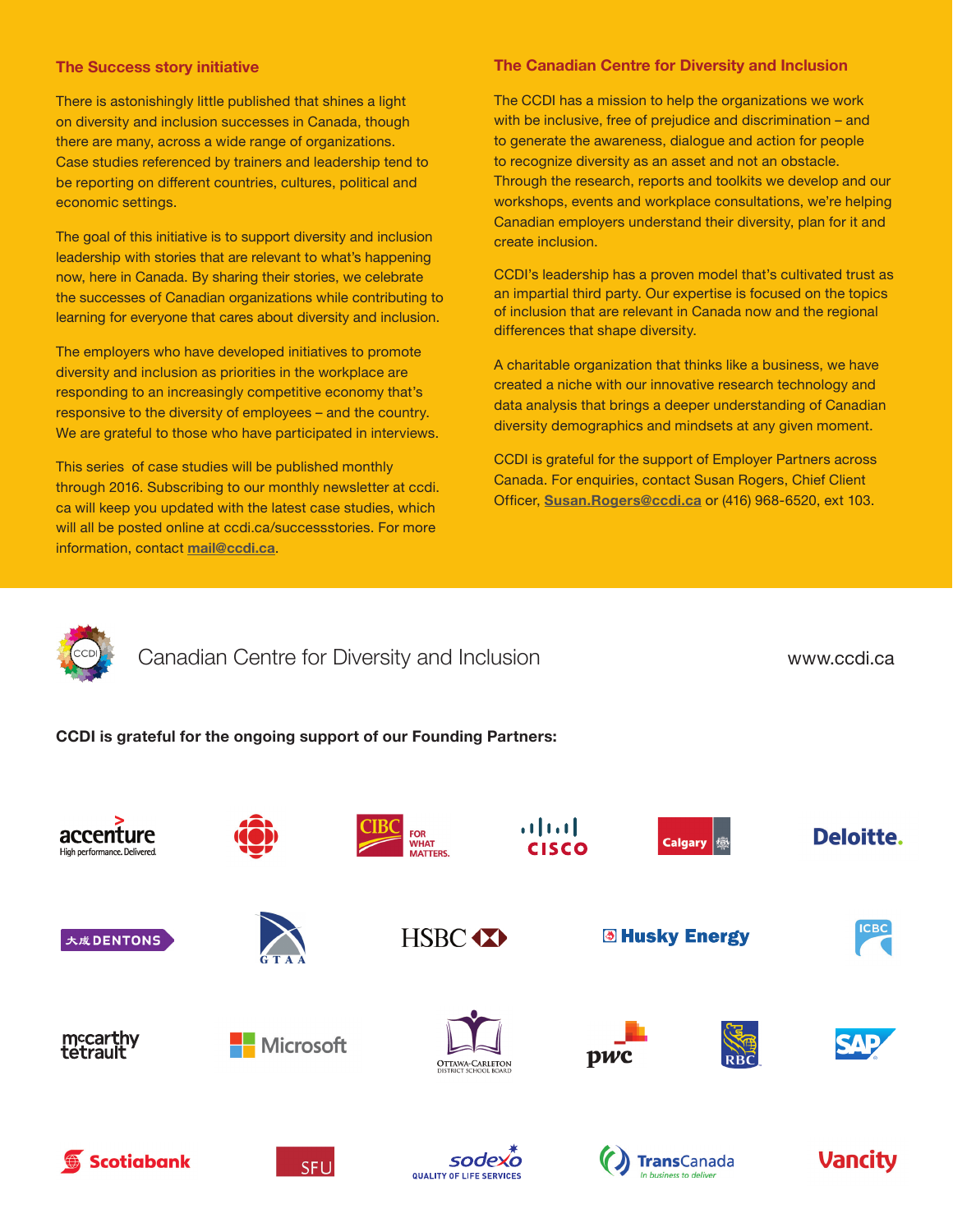## The Success story initiative

There is astonishingly little published that shines a light on diversity and inclusion successes in Canada, though there are many, across a wide range of organizations. Case studies referenced by trainers and leadership tend to be reporting on different countries, cultures, political and economic settings.

The goal of this initiative is to support diversity and inclusion leadership with stories that are relevant to what's happening now, here in Canada. By sharing their stories, we celebrate the successes of Canadian organizations while contributing to learning for everyone that cares about diversity and inclusion.

The employers who have developed initiatives to promote diversity and inclusion as priorities in the workplace are responding to an increasingly competitive economy that's responsive to the diversity of employees – and the country. We are grateful to those who have participated in interviews.

This series of case studies will be published monthly through 2016. Subscribing to our monthly newsletter at ccdi.ca will keep you updated with the latest case studies, which will all be posted online at ccdi.ca/successstories. For more information, contact mail@ccdi.ca.

## The Canadian Centre for Diversity and Inclusion

The CCDI has a mission to help the organizations we work with be inclusive, free of prejudice and discrimination – and to generate the awareness, dialogue and action for people to recognize diversity as an asset and not an obstacle. Through the research, reports and toolkits we develop and our workshops, events and workplace consultations, we're helping Canadian employers understand their diversity, plan for it and create inclusion.

CCDI's leadership has a proven model that's cultivated trust as an impartial third party. Our expertise is focused on the topics of inclusion that are relevant in Canada now and the regional differences that shape diversity.

A charitable organization that thinks like a business, we have created a niche with our innovative research technology and data analysis that brings a deeper understanding of Canadian diversity demographics and mindsets at any given moment.

CCDI is grateful for the support of Employer Partners across Canada. For enquiries, contact Susan Rogers, Chief Client Officer, Susan.Rogers@ccdi.ca or (416) 968-6520, ext 103.

Canadian Centre for Diversity and Inclusion

www.ccdi.ca

**CCDI is grateful for the ongoing support of our Founding Partners:**

accenture, CBC, CIBC, Cisco, Calgary, Deloitte, Dentons, GTAA, HSBC, Husky Energy, ICBC, McCarthy Tétrault, Microsoft, Ottawa-Carleton District School Board, PwC, RBC, SAP, Scotiabank, SFU, Sodexo, TransCanada, Vancity